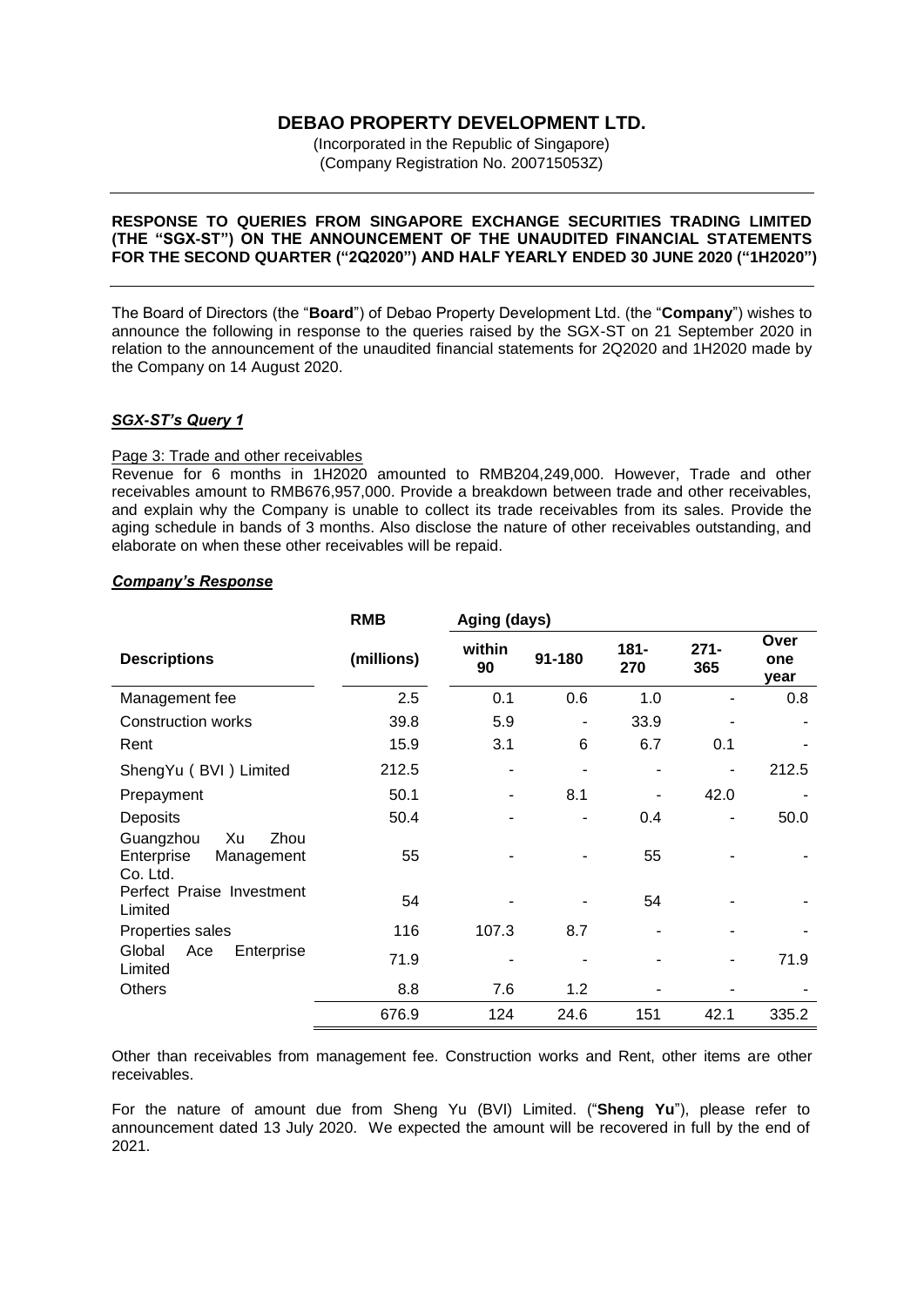# DEBAO PROPERTY DEVELOPMENT LTD.

(Incorporated in the Republic of Singapore)
(Company Registration No. 200715053Z)

**RESPONSE TO QUERIES FROM SINGAPORE EXCHANGE SECURITIES TRADING LIMITED (THE "SGX-ST") ON THE ANNOUNCEMENT OF THE UNAUDITED FINANCIAL STATEMENTS FOR THE SECOND QUARTER ("2Q2020") AND HALF YEARLY ENDED 30 JUNE 2020 ("1H2020")**

The Board of Directors (the "**Board**") of Debao Property Development Ltd. (the "**Company**") wishes to announce the following in response to the queries raised by the SGX-ST on 21 September 2020 in relation to the announcement of the unaudited financial statements for 2Q2020 and 1H2020 made by the Company on 14 August 2020.

***SGX-ST's Query 1***

Page 3: Trade and other receivables

Revenue for 6 months in 1H2020 amounted to RMB204,249,000. However, Trade and other receivables amount to RMB676,957,000. Provide a breakdown between trade and other receivables, and explain why the Company is unable to collect its trade receivables from its sales. Provide the aging schedule in bands of 3 months. Also disclose the nature of other receivables outstanding, and elaborate on when these other receivables will be repaid.

***Company's Response***

| | RMB | Aging (days) | | | | |
|---|---|---|---|---|---|---|
| **Descriptions** | **(millions)** | **within 90** | **91-180** | **181-270** | **271-365** | **Over one year** |
| Management fee | 2.5 | 0.1 | 0.6 | 1.0 | - | 0.8 |
| Construction works | 39.8 | 5.9 | - | 33.9 | - | - |
| Rent | 15.9 | 3.1 | 6 | 6.7 | 0.1 | - |
| ShengYu ( BVI ) Limited | 212.5 | - | - | - | - | 212.5 |
| Prepayment | 50.1 | - | 8.1 | - | 42.0 | - |
| Deposits | 50.4 | - | - | 0.4 | - | 50.0 |
| Guangzhou Xu Zhou Enterprise Management Co. Ltd. | 55 | - | - | 55 | - | - |
| Perfect Praise Investment Limited | 54 | - | - | 54 | - | - |
| Properties sales | 116 | 107.3 | 8.7 | - | - | - |
| Global Ace Enterprise Limited | 71.9 | - | - | - | - | 71.9 |
| Others | 8.8 | 7.6 | 1.2 | - | - | - |
| | 676.9 | 124 | 24.6 | 151 | 42.1 | 335.2 |

Other than receivables from management fee. Construction works and Rent, other items are other receivables.

For the nature of amount due from Sheng Yu (BVI) Limited. ("**Sheng Yu**"), please refer to announcement dated 13 July 2020. We expected the amount will be recovered in full by the end of 2021.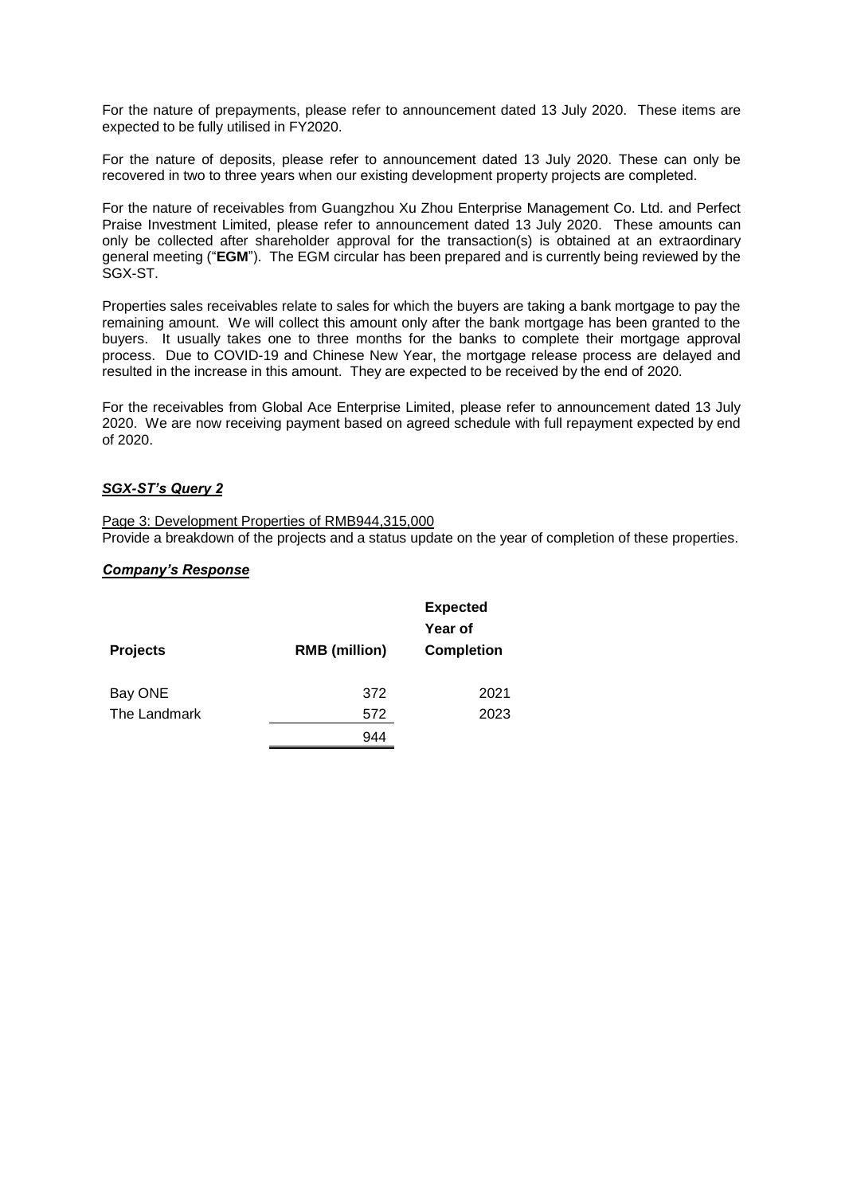For the nature of prepayments, please refer to announcement dated 13 July 2020. These items are expected to be fully utilised in FY2020.

For the nature of deposits, please refer to announcement dated 13 July 2020. These can only be recovered in two to three years when our existing development property projects are completed.

For the nature of receivables from Guangzhou Xu Zhou Enterprise Management Co. Ltd. and Perfect Praise Investment Limited, please refer to announcement dated 13 July 2020. These amounts can only be collected after shareholder approval for the transaction(s) is obtained at an extraordinary general meeting ("**EGM**"). The EGM circular has been prepared and is currently being reviewed by the SGX-ST.

Properties sales receivables relate to sales for which the buyers are taking a bank mortgage to pay the remaining amount. We will collect this amount only after the bank mortgage has been granted to the buyers. It usually takes one to three months for the banks to complete their mortgage approval process. Due to COVID-19 and Chinese New Year, the mortgage release process are delayed and resulted in the increase in this amount. They are expected to be received by the end of 2020.

For the receivables from Global Ace Enterprise Limited, please refer to announcement dated 13 July 2020. We are now receiving payment based on agreed schedule with full repayment expected by end of 2020.

***SGX-ST's Query 2***

Page 3: Development Properties of RMB944,315,000

Provide a breakdown of the projects and a status update on the year of completion of these properties.

***Company's Response***

| Projects | RMB (million) | Expected Year of Completion |
|---|---|---|
| Bay ONE | 372 | 2021 |
| The Landmark | 572 | 2023 |
| | 944 | |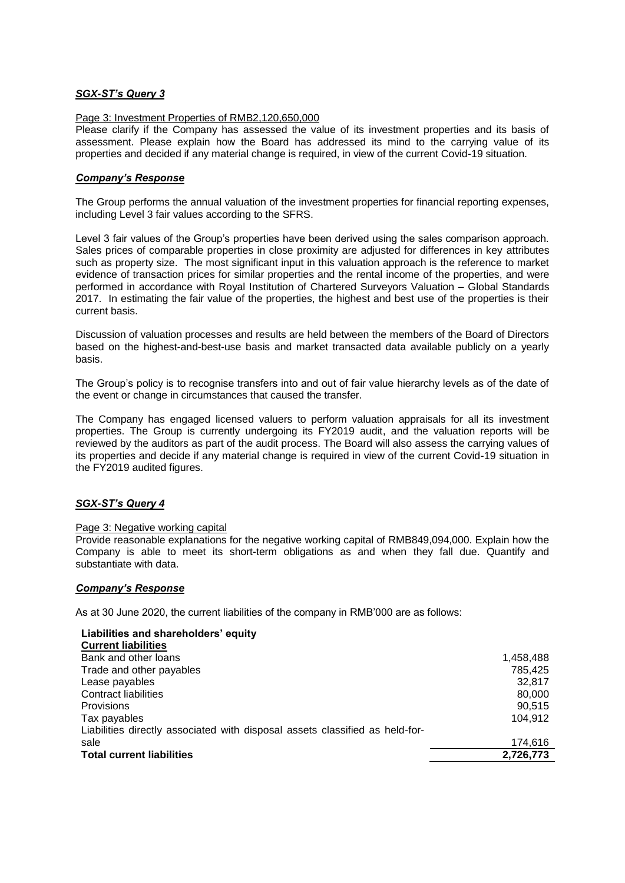***SGX-ST's Query 3***

Page 3: Investment Properties of RMB2,120,650,000

Please clarify if the Company has assessed the value of its investment properties and its basis of assessment. Please explain how the Board has addressed its mind to the carrying value of its properties and decided if any material change is required, in view of the current Covid-19 situation.

***Company's Response***

The Group performs the annual valuation of the investment properties for financial reporting expenses, including Level 3 fair values according to the SFRS.

Level 3 fair values of the Group's properties have been derived using the sales comparison approach. Sales prices of comparable properties in close proximity are adjusted for differences in key attributes such as property size. The most significant input in this valuation approach is the reference to market evidence of transaction prices for similar properties and the rental income of the properties, and were performed in accordance with Royal Institution of Chartered Surveyors Valuation – Global Standards 2017. In estimating the fair value of the properties, the highest and best use of the properties is their current basis.

Discussion of valuation processes and results are held between the members of the Board of Directors based on the highest-and-best-use basis and market transacted data available publicly on a yearly basis.

The Group's policy is to recognise transfers into and out of fair value hierarchy levels as of the date of the event or change in circumstances that caused the transfer.

The Company has engaged licensed valuers to perform valuation appraisals for all its investment properties. The Group is currently undergoing its FY2019 audit, and the valuation reports will be reviewed by the auditors as part of the audit process. The Board will also assess the carrying values of its properties and decide if any material change is required in view of the current Covid-19 situation in the FY2019 audited figures.

***SGX-ST's Query 4***

Page 3: Negative working capital

Provide reasonable explanations for the negative working capital of RMB849,094,000. Explain how the Company is able to meet its short-term obligations as and when they fall due. Quantify and substantiate with data.

***Company's Response***

As at 30 June 2020, the current liabilities of the company in RMB'000 are as follows:

| **Liabilities and shareholders' equity** | |
|---|---|
| **Current liabilities** | |
| Bank and other loans | 1,458,488 |
| Trade and other payables | 785,425 |
| Lease payables | 32,817 |
| Contract liabilities | 80,000 |
| Provisions | 90,515 |
| Tax payables | 104,912 |
| Liabilities directly associated with disposal assets classified as held-for-sale | 174,616 |
| **Total current liabilities** | **2,726,773** |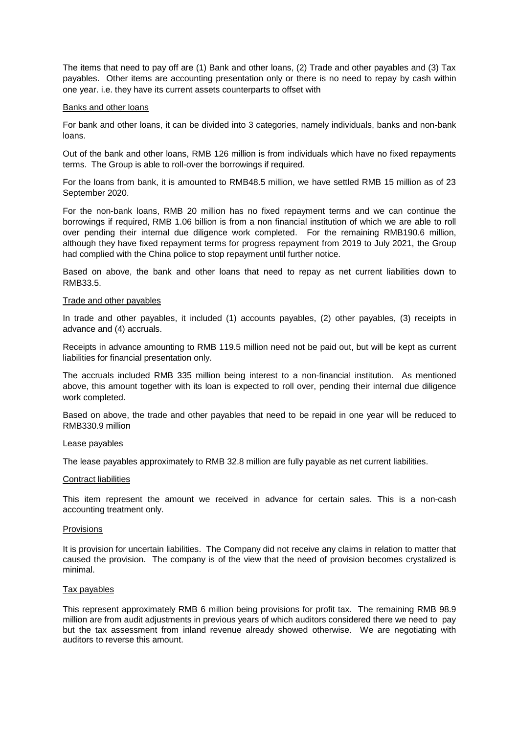The items that need to pay off are (1) Bank and other loans, (2) Trade and other payables and (3) Tax payables. Other items are accounting presentation only or there is no need to repay by cash within one year. i.e. they have its current assets counterparts to offset with

Banks and other loans

For bank and other loans, it can be divided into 3 categories, namely individuals, banks and non-bank loans.

Out of the bank and other loans, RMB 126 million is from individuals which have no fixed repayments terms. The Group is able to roll-over the borrowings if required.

For the loans from bank, it is amounted to RMB48.5 million, we have settled RMB 15 million as of 23 September 2020.

For the non-bank loans, RMB 20 million has no fixed repayment terms and we can continue the borrowings if required, RMB 1.06 billion is from a non financial institution of which we are able to roll over pending their internal due diligence work completed. For the remaining RMB190.6 million, although they have fixed repayment terms for progress repayment from 2019 to July 2021, the Group had complied with the China police to stop repayment until further notice.

Based on above, the bank and other loans that need to repay as net current liabilities down to RMB33.5.

Trade and other payables

In trade and other payables, it included (1) accounts payables, (2) other payables, (3) receipts in advance and (4) accruals.

Receipts in advance amounting to RMB 119.5 million need not be paid out, but will be kept as current liabilities for financial presentation only.

The accruals included RMB 335 million being interest to a non-financial institution. As mentioned above, this amount together with its loan is expected to roll over, pending their internal due diligence work completed.

Based on above, the trade and other payables that need to be repaid in one year will be reduced to RMB330.9 million

Lease payables

The lease payables approximately to RMB 32.8 million are fully payable as net current liabilities.

Contract liabilities

This item represent the amount we received in advance for certain sales. This is a non-cash accounting treatment only.

Provisions

It is provision for uncertain liabilities. The Company did not receive any claims in relation to matter that caused the provision. The company is of the view that the need of provision becomes crystalized is minimal.

Tax payables

This represent approximately RMB 6 million being provisions for profit tax. The remaining RMB 98.9 million are from audit adjustments in previous years of which auditors considered there we need to pay but the tax assessment from inland revenue already showed otherwise. We are negotiating with auditors to reverse this amount.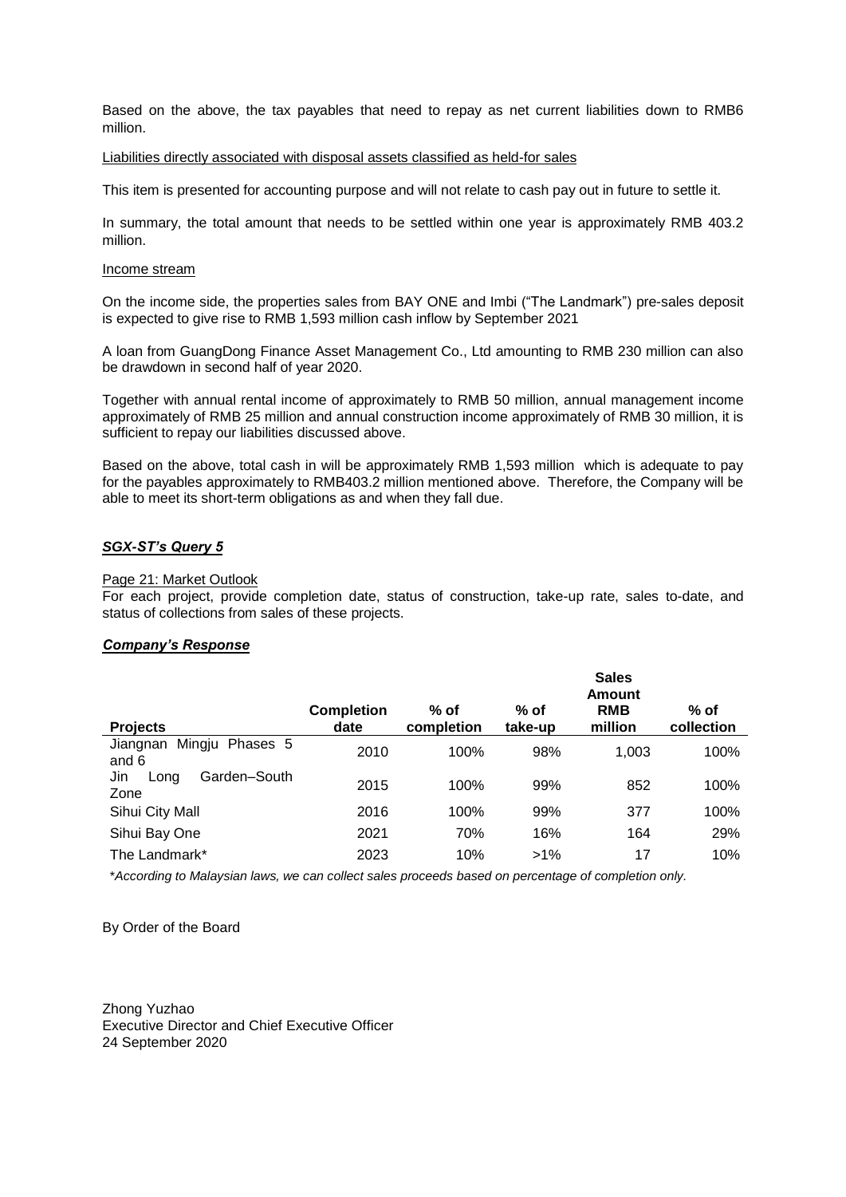Based on the above, the tax payables that need to repay as net current liabilities down to RMB6 million.

Liabilities directly associated with disposal assets classified as held-for sales

This item is presented for accounting purpose and will not relate to cash pay out in future to settle it.

In summary, the total amount that needs to be settled within one year is approximately RMB 403.2 million.

Income stream

On the income side, the properties sales from BAY ONE and Imbi ("The Landmark") pre-sales deposit is expected to give rise to RMB 1,593 million cash inflow by September 2021

A loan from GuangDong Finance Asset Management Co., Ltd amounting to RMB 230 million can also be drawdown in second half of year 2020.

Together with annual rental income of approximately to RMB 50 million, annual management income approximately of RMB 25 million and annual construction income approximately of RMB 30 million, it is sufficient to repay our liabilities discussed above.

Based on the above, total cash in will be approximately RMB 1,593 million which is adequate to pay for the payables approximately to RMB403.2 million mentioned above. Therefore, the Company will be able to meet its short-term obligations as and when they fall due.

***SGX-ST's Query 5***

Page 21: Market Outlook

For each project, provide completion date, status of construction, take-up rate, sales to-date, and status of collections from sales of these projects.

***Company's Response***

| Projects | Completion date | % of completion | % of take-up | Sales Amount RMB million | % of collection |
|---|---|---|---|---|---|
| Jiangnan Mingju Phases 5 and 6 | 2010 | 100% | 98% | 1,003 | 100% |
| Jin Long Garden–South Zone | 2015 | 100% | 99% | 852 | 100% |
| Sihui City Mall | 2016 | 100% | 99% | 377 | 100% |
| Sihui Bay One | 2021 | 70% | 16% | 164 | 29% |
| The Landmark* | 2023 | 10% | >1% | 17 | 10% |

*\*According to Malaysian laws, we can collect sales proceeds based on percentage of completion only.*

By Order of the Board

Zhong Yuzhao
Executive Director and Chief Executive Officer
24 September 2020